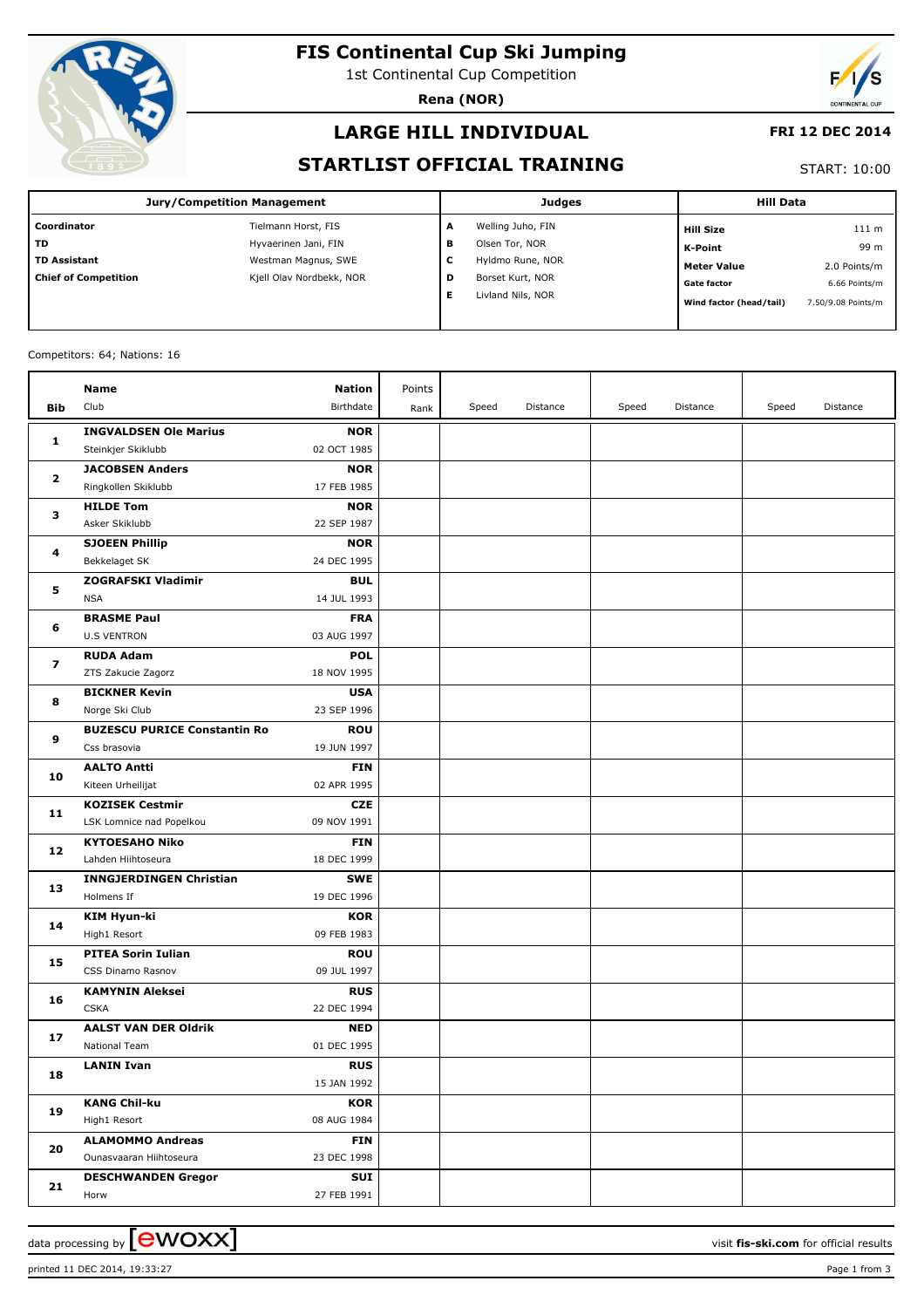# FIS Continental Cup Ski Jumping

1st Continental Cup Competition

**Rena (NOR)**

## LARGE HILL INDIVIDUAL

**FRI 12 DEC 2014**

## STARTLIST OFFICIAL TRAINING

START: 10:00

| Jury/Competition Management | | Judges | | Hill Data | |
|---|---|---|---|---|---|
| **Coordinator** | Tielmann Horst, FIS | **A** | Welling Juho, FIN | **Hill Size** | 111 m |
| **TD** | Hyvaerinen Jani, FIN | **B** | Olsen Tor, NOR | **K-Point** | 99 m |
| **TD Assistant** | Westman Magnus, SWE | **C** | Hyldmo Rune, NOR | **Meter Value** | 2.0 Points/m |
| **Chief of Competition** | Kjell Olav Nordbekk, NOR | **D** | Borset Kurt, NOR | **Gate factor** | 6.66 Points/m |
| | | **E** | Livland Nils, NOR | **Wind factor (head/tail)** | 7.50/9.08 Points/m |

Competitors: 64; Nations: 16

| Bib | Name / Club | Nation / Birthdate | Points / Rank | Speed | Distance | Speed | Distance | Speed | Distance |
|---|---|---|---|---|---|---|---|---|---|
| 1 | **INGVALDSEN Ole Marius**<br>Steinkjer Skiklubb | **NOR**<br>02 OCT 1985 | | | | | | | |
| 2 | **JACOBSEN Anders**<br>Ringkollen Skiklubb | **NOR**<br>17 FEB 1985 | | | | | | | |
| 3 | **HILDE Tom**<br>Asker Skiklubb | **NOR**<br>22 SEP 1987 | | | | | | | |
| 4 | **SJOEEN Phillip**<br>Bekkelaget SK | **NOR**<br>24 DEC 1995 | | | | | | | |
| 5 | **ZOGRAFSKI Vladimir**<br>NSA | **BUL**<br>14 JUL 1993 | | | | | | | |
| 6 | **BRASME Paul**<br>U.S VENTRON | **FRA**<br>03 AUG 1997 | | | | | | | |
| 7 | **RUDA Adam**<br>ZTS Zakucie Zagorz | **POL**<br>18 NOV 1995 | | | | | | | |
| 8 | **BICKNER Kevin**<br>Norge Ski Club | **USA**<br>23 SEP 1996 | | | | | | | |
| 9 | **BUZESCU PURICE Constantin Ro**<br>Css brasovia | **ROU**<br>19 JUN 1997 | | | | | | | |
| 10 | **AALTO Antti**<br>Kiteen Urheilijat | **FIN**<br>02 APR 1995 | | | | | | | |
| 11 | **KOZISEK Cestmir**<br>LSK Lomnice nad Popelkou | **CZE**<br>09 NOV 1991 | | | | | | | |
| 12 | **KYTOESAHO Niko**<br>Lahden Hiihtoseura | **FIN**<br>18 DEC 1999 | | | | | | | |
| 13 | **INNGJERDINGEN Christian**<br>Holmens If | **SWE**<br>19 DEC 1996 | | | | | | | |
| 14 | **KIM Hyun-ki**<br>High1 Resort | **KOR**<br>09 FEB 1983 | | | | | | | |
| 15 | **PITEA Sorin Iulian**<br>CSS Dinamo Rasnov | **ROU**<br>09 JUL 1997 | | | | | | | |
| 16 | **KAMYNIN Aleksei**<br>CSKA | **RUS**<br>22 DEC 1994 | | | | | | | |
| 17 | **AALST VAN DER Oldrik**<br>National Team | **NED**<br>01 DEC 1995 | | | | | | | |
| 18 | **LANIN Ivan** | **RUS**<br>15 JAN 1992 | | | | | | | |
| 19 | **KANG Chil-ku**<br>High1 Resort | **KOR**<br>08 AUG 1984 | | | | | | | |
| 20 | **ALAMOMMO Andreas**<br>Ounasvaaran Hiihtoseura | **FIN**<br>23 DEC 1998 | | | | | | | |
| 21 | **DESCHWANDEN Gregor**<br>Horw | **SUI**<br>27 FEB 1991 | | | | | | | |

data processing by ewoxx — visit fis-ski.com for official results

printed 11 DEC 2014, 19:33:27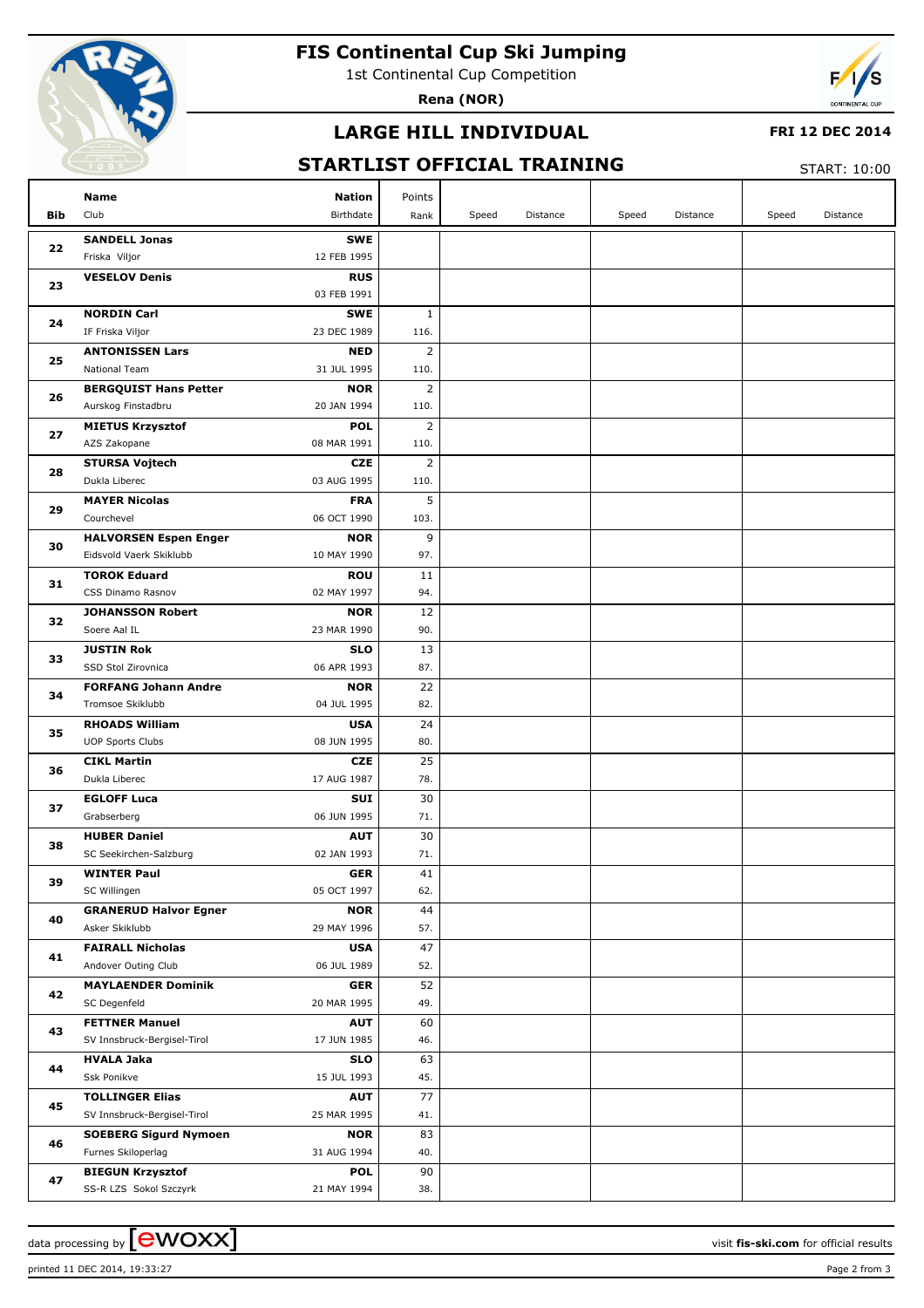# FIS Continental Cup Ski Jumping

1st Continental Cup Competition

**Rena (NOR)**

## LARGE HILL INDIVIDUAL

**FRI 12 DEC 2014**

## STARTLIST OFFICIAL TRAINING

START: 10:00

| Bib | Name / Club | Nation / Birthdate | Points / Rank | Speed | Distance | Speed | Distance | Speed | Distance |
|---|---|---|---|---|---|---|---|---|---|
| 22 | **SANDELL Jonas**<br>Friska Viljor | **SWE**<br>12 FEB 1995 | | | | | | | |
| 23 | **VESELOV Denis** | **RUS**<br>03 FEB 1991 | | | | | | | |
| 24 | **NORDIN Carl**<br>IF Friska Viljor | **SWE**<br>23 DEC 1989 | 1<br>116. | | | | | | |
| 25 | **ANTONISSEN Lars**<br>National Team | **NED**<br>31 JUL 1995 | 2<br>110. | | | | | | |
| 26 | **BERGQUIST Hans Petter**<br>Aurskog Finstadbru | **NOR**<br>20 JAN 1994 | 2<br>110. | | | | | | |
| 27 | **MIETUS Krzysztof**<br>AZS Zakopane | **POL**<br>08 MAR 1991 | 2<br>110. | | | | | | |
| 28 | **STURSA Vojtech**<br>Dukla Liberec | **CZE**<br>03 AUG 1995 | 2<br>110. | | | | | | |
| 29 | **MAYER Nicolas**<br>Courchevel | **FRA**<br>06 OCT 1990 | 5<br>103. | | | | | | |
| 30 | **HALVORSEN Espen Enger**<br>Eidsvold Vaerk Skiklubb | **NOR**<br>10 MAY 1990 | 9<br>97. | | | | | | |
| 31 | **TOROK Eduard**<br>CSS Dinamo Rasnov | **ROU**<br>02 MAY 1997 | 11<br>94. | | | | | | |
| 32 | **JOHANSSON Robert**<br>Soere Aal IL | **NOR**<br>23 MAR 1990 | 12<br>90. | | | | | | |
| 33 | **JUSTIN Rok**<br>SSD Stol Zirovnica | **SLO**<br>06 APR 1993 | 13<br>87. | | | | | | |
| 34 | **FORFANG Johann Andre**<br>Tromsoe Skiklubb | **NOR**<br>04 JUL 1995 | 22<br>82. | | | | | | |
| 35 | **RHOADS William**<br>UOP Sports Clubs | **USA**<br>08 JUN 1995 | 24<br>80. | | | | | | |
| 36 | **CIKL Martin**<br>Dukla Liberec | **CZE**<br>17 AUG 1987 | 25<br>78. | | | | | | |
| 37 | **EGLOFF Luca**<br>Grabserberg | **SUI**<br>06 JUN 1995 | 30<br>71. | | | | | | |
| 38 | **HUBER Daniel**<br>SC Seekirchen-Salzburg | **AUT**<br>02 JAN 1993 | 30<br>71. | | | | | | |
| 39 | **WINTER Paul**<br>SC Willingen | **GER**<br>05 OCT 1997 | 41<br>62. | | | | | | |
| 40 | **GRANERUD Halvor Egner**<br>Asker Skiklubb | **NOR**<br>29 MAY 1996 | 44<br>57. | | | | | | |
| 41 | **FAIRALL Nicholas**<br>Andover Outing Club | **USA**<br>06 JUL 1989 | 47<br>52. | | | | | | |
| 42 | **MAYLAENDER Dominik**<br>SC Degenfeld | **GER**<br>20 MAR 1995 | 52<br>49. | | | | | | |
| 43 | **FETTNER Manuel**<br>SV Innsbruck-Bergisel-Tirol | **AUT**<br>17 JUN 1985 | 60<br>46. | | | | | | |
| 44 | **HVALA Jaka**<br>Ssk Ponikve | **SLO**<br>15 JUL 1993 | 63<br>45. | | | | | | |
| 45 | **TOLLINGER Elias**<br>SV Innsbruck-Bergisel-Tirol | **AUT**<br>25 MAR 1995 | 77<br>41. | | | | | | |
| 46 | **SOEBERG Sigurd Nymoen**<br>Furnes Skiloperlag | **NOR**<br>31 AUG 1994 | 83<br>40. | | | | | | |
| 47 | **BIEGUN Krzysztof**<br>SS-R LZS Sokol Szczyrk | **POL**<br>21 MAY 1994 | 90<br>38. | | | | | | |

data processing by ewoxx — visit **fis-ski.com** for official results

printed 11 DEC 2014, 19:33:27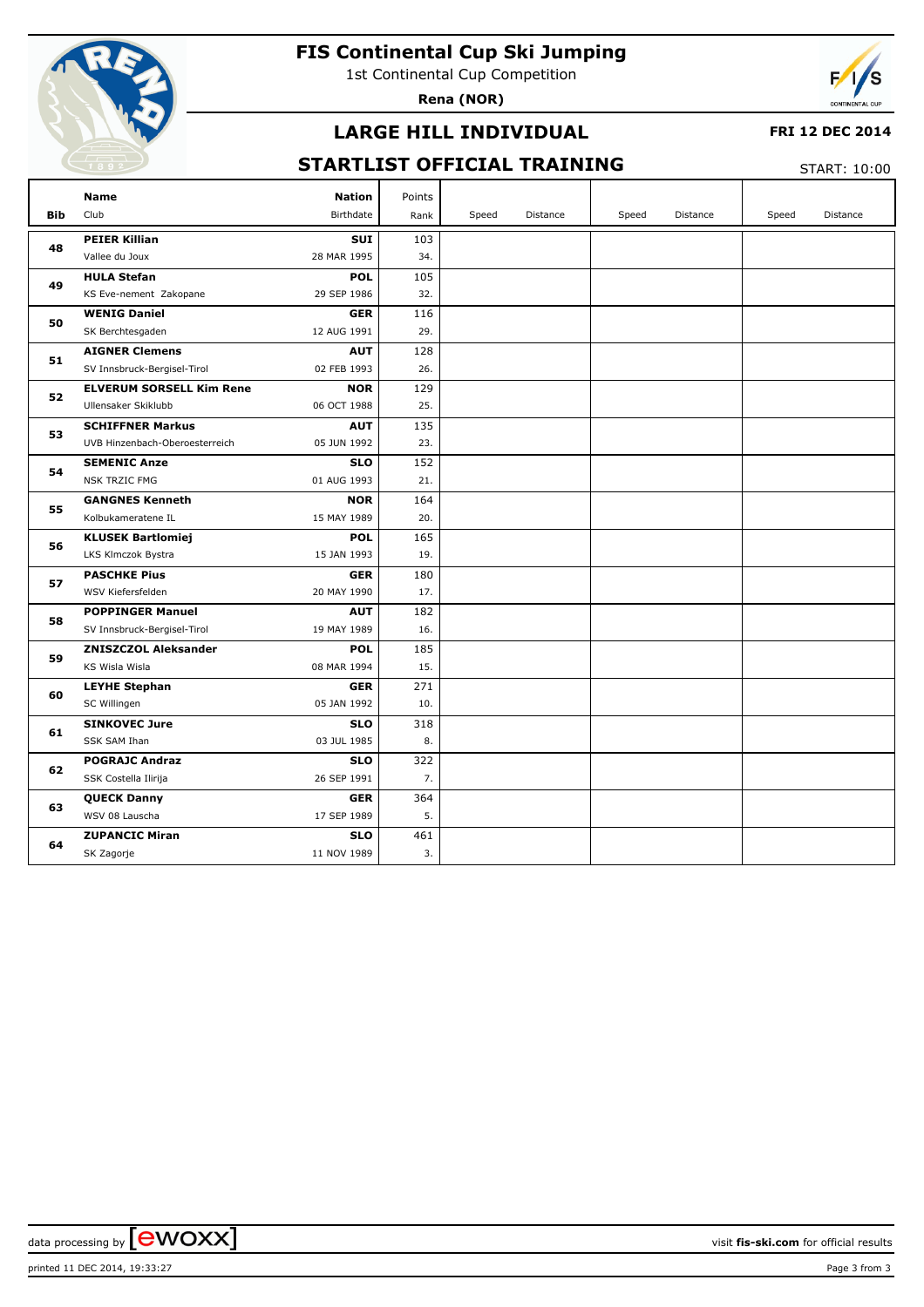# FIS Continental Cup Ski Jumping

1st Continental Cup Competition

**Rena (NOR)**

## LARGE HILL INDIVIDUAL

**FRI 12 DEC 2014**

## STARTLIST OFFICIAL TRAINING

START: 10:00

| Bib | Name / Club | Nation / Birthdate | Points / Rank | Speed | Distance | Speed | Distance | Speed | Distance |
|---|---|---|---|---|---|---|---|---|---|
| 48 | **PEIER Killian** Vallee du Joux | **SUI** 28 MAR 1995 | 103 34. | | | | | | |
| 49 | **HULA Stefan** KS Eve-nement Zakopane | **POL** 29 SEP 1986 | 105 32. | | | | | | |
| 50 | **WENIG Daniel** SK Berchtesgaden | **GER** 12 AUG 1991 | 116 29. | | | | | | |
| 51 | **AIGNER Clemens** SV Innsbruck-Bergisel-Tirol | **AUT** 02 FEB 1993 | 128 26. | | | | | | |
| 52 | **ELVERUM SORSELL Kim Rene** Ullensaker Skiklubb | **NOR** 06 OCT 1988 | 129 25. | | | | | | |
| 53 | **SCHIFFNER Markus** UVB Hinzenbach-Oberoesterreich | **AUT** 05 JUN 1992 | 135 23. | | | | | | |
| 54 | **SEMENIC Anze** NSK TRZIC FMG | **SLO** 01 AUG 1993 | 152 21. | | | | | | |
| 55 | **GANGNES Kenneth** Kolbukameratene IL | **NOR** 15 MAY 1989 | 164 20. | | | | | | |
| 56 | **KLUSEK Bartlomiej** LKS Klmczok Bystra | **POL** 15 JAN 1993 | 165 19. | | | | | | |
| 57 | **PASCHKE Pius** WSV Kiefersfelden | **GER** 20 MAY 1990 | 180 17. | | | | | | |
| 58 | **POPPINGER Manuel** SV Innsbruck-Bergisel-Tirol | **AUT** 19 MAY 1989 | 182 16. | | | | | | |
| 59 | **ZNISZCZOL Aleksander** KS Wisla Wisla | **POL** 08 MAR 1994 | 185 15. | | | | | | |
| 60 | **LEYHE Stephan** SC Willingen | **GER** 05 JAN 1992 | 271 10. | | | | | | |
| 61 | **SINKOVEC Jure** SSK SAM Ihan | **SLO** 03 JUL 1985 | 318 8. | | | | | | |
| 62 | **POGRAJC Andraz** SSK Costella Ilirija | **SLO** 26 SEP 1991 | 322 7. | | | | | | |
| 63 | **QUECK Danny** WSV 08 Lauscha | **GER** 17 SEP 1989 | 364 5. | | | | | | |
| 64 | **ZUPANCIC Miran** SK Zagorje | **SLO** 11 NOV 1989 | 461 3. | | | | | | |

data processing by ewoxx — visit **fis-ski.com** for official results

printed 11 DEC 2014, 19:33:27